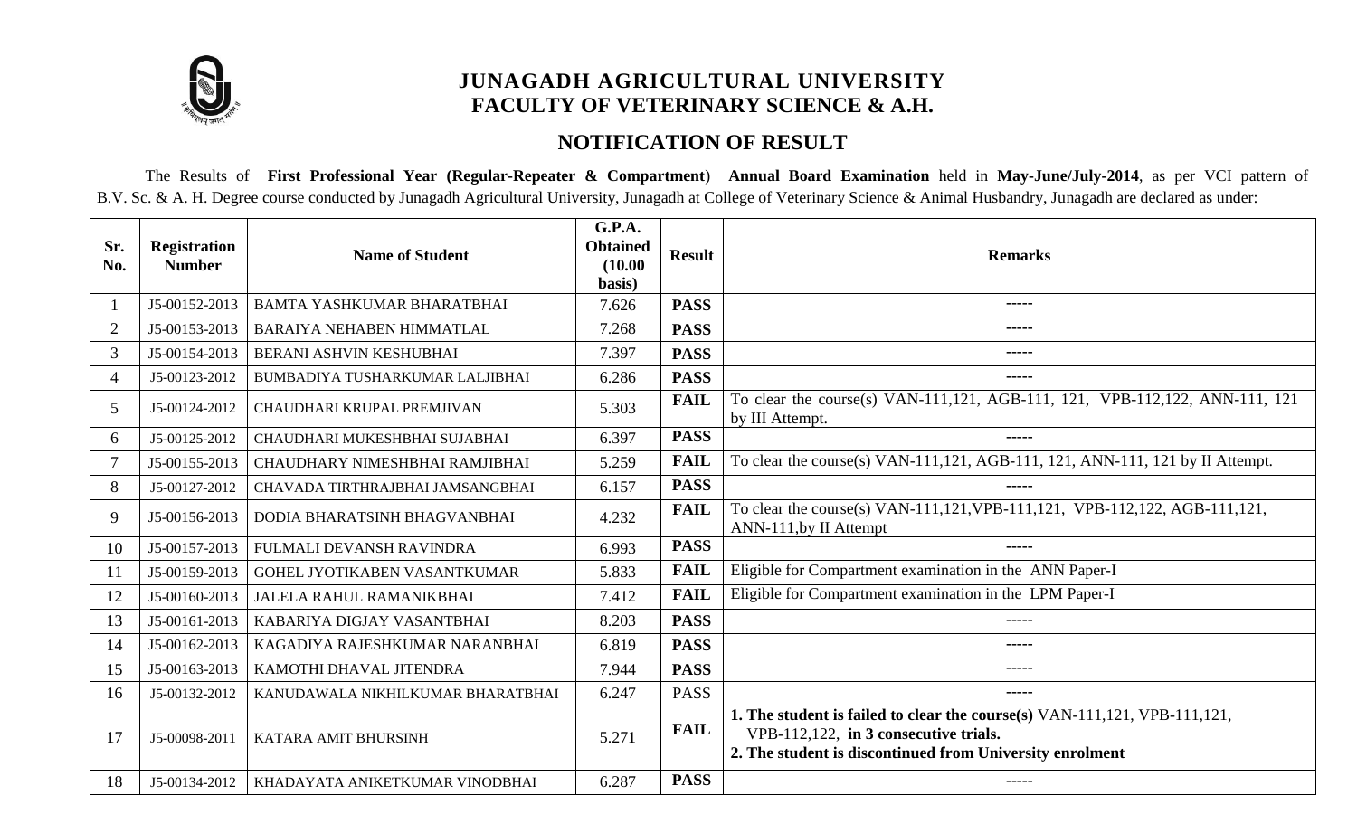# JUNAGADH AGRICULTURAL UNIVERSITY
## FACULTY OF VETERINARY SCIENCE & A.H.

## NOTIFICATION OF RESULT

The Results of **First Professional Year (Regular-Repeater & Compartment)** **Annual Board Examination** held in **May-June/July-2014**, as per VCI pattern of B.V. Sc. & A. H. Degree course conducted by Junagadh Agricultural University, Junagadh at College of Veterinary Science & Animal Husbandry, Junagadh are declared as under:

| Sr. No. | Registration Number | Name of Student | G.P.A. Obtained (10.00 basis) | Result | Remarks |
|---|---|---|---|---|---|
| 1 | J5-00152-2013 | BAMTA YASHKUMAR BHARATBHAI | 7.626 | **PASS** | ----- |
| 2 | J5-00153-2013 | BARAIYA NEHABEN HIMMATLAL | 7.268 | **PASS** | ----- |
| 3 | J5-00154-2013 | BERANI ASHVIN KESHUBHAI | 7.397 | **PASS** | ----- |
| 4 | J5-00123-2012 | BUMBADIYA TUSHARKUMAR LALJIBHAI | 6.286 | **PASS** | ----- |
| 5 | J5-00124-2012 | CHAUDHARI KRUPAL PREMJIVAN | 5.303 | **FAIL** | To clear the course(s) VAN-111,121, AGB-111, 121, VPB-112,122, ANN-111, 121 by III Attempt. |
| 6 | J5-00125-2012 | CHAUDHARI MUKESHBHAI SUJABHAI | 6.397 | **PASS** | ----- |
| 7 | J5-00155-2013 | CHAUDHARY NIMESHBHAI RAMJIBHAI | 5.259 | **FAIL** | To clear the course(s) VAN-111,121, AGB-111, 121, ANN-111, 121 by II Attempt. |
| 8 | J5-00127-2012 | CHAVADA TIRTHRAJBHAI JAMSANGBHAI | 6.157 | **PASS** | ----- |
| 9 | J5-00156-2013 | DODIA BHARATSINH BHAGVANBHAI | 4.232 | **FAIL** | To clear the course(s) VAN-111,121,VPB-111,121, VPB-112,122, AGB-111,121, ANN-111,by II Attempt |
| 10 | J5-00157-2013 | FULMALI DEVANSH RAVINDRA | 6.993 | **PASS** | ----- |
| 11 | J5-00159-2013 | GOHEL JYOTIKABEN VASANTKUMAR | 5.833 | **FAIL** | Eligible for Compartment examination in the ANN Paper-I |
| 12 | J5-00160-2013 | JALELA RAHUL RAMANIKBHAI | 7.412 | **FAIL** | Eligible for Compartment examination in the LPM Paper-I |
| 13 | J5-00161-2013 | KABARIYA DIGJAY VASANTBHAI | 8.203 | **PASS** | ----- |
| 14 | J5-00162-2013 | KAGADIYA RAJESHKUMAR NARANBHAI | 6.819 | **PASS** | ----- |
| 15 | J5-00163-2013 | KAMOTHI DHAVAL JITENDRA | 7.944 | **PASS** | ----- |
| 16 | J5-00132-2012 | KANUDAWALA NIKHILKUMAR BHARATBHAI | 6.247 | PASS | ----- |
| 17 | J5-00098-2011 | KATARA AMIT BHURSINH | 5.271 | **FAIL** | **1. The student is failed to clear the course(s)** VAN-111,121, VPB-111,121, VPB-112,122, **in 3 consecutive trials.** **2. The student is discontinued from University enrolment** |
| 18 | J5-00134-2012 | KHADAYATA ANIKETKUMAR VINODBHAI | 6.287 | **PASS** | ----- |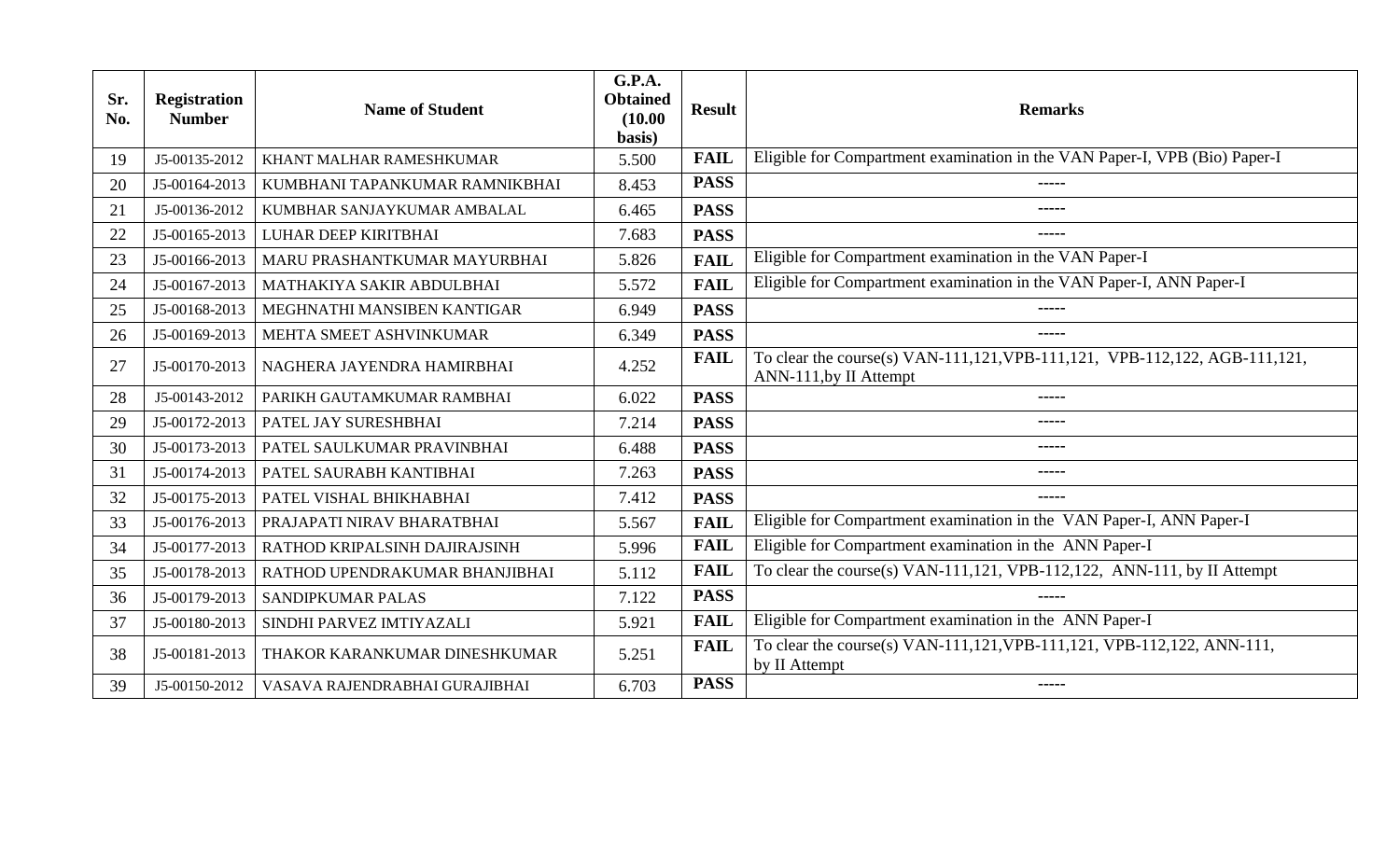| Sr. No. | Registration Number | Name of Student | G.P.A. Obtained (10.00 basis) | Result | Remarks |
|---|---|---|---|---|---|
| 19 | J5-00135-2012 | KHANT MALHAR RAMESHKUMAR | 5.500 | **FAIL** | Eligible for Compartment examination in the VAN Paper-I, VPB (Bio) Paper-I |
| 20 | J5-00164-2013 | KUMBHANI TAPANKUMAR RAMNIKBHAI | 8.453 | **PASS** | ----- |
| 21 | J5-00136-2012 | KUMBHAR SANJAYKUMAR AMBALAL | 6.465 | **PASS** | ----- |
| 22 | J5-00165-2013 | LUHAR DEEP KIRITBHAI | 7.683 | **PASS** | ----- |
| 23 | J5-00166-2013 | MARU PRASHANTKUMAR MAYURBHAI | 5.826 | **FAIL** | Eligible for Compartment examination in the VAN Paper-I |
| 24 | J5-00167-2013 | MATHAKIYA SAKIR ABDULBHAI | 5.572 | **FAIL** | Eligible for Compartment examination in the VAN Paper-I, ANN Paper-I |
| 25 | J5-00168-2013 | MEGHNATHI MANSIBEN KANTIGAR | 6.949 | **PASS** | ----- |
| 26 | J5-00169-2013 | MEHTA SMEET ASHVINKUMAR | 6.349 | **PASS** | ----- |
| 27 | J5-00170-2013 | NAGHERA JAYENDRA HAMIRBHAI | 4.252 | **FAIL** | To clear the course(s) VAN-111,121,VPB-111,121, VPB-112,122, AGB-111,121, ANN-111,by II Attempt |
| 28 | J5-00143-2012 | PARIKH GAUTAMKUMAR RAMBHAI | 6.022 | **PASS** | ----- |
| 29 | J5-00172-2013 | PATEL JAY SURESHBHAI | 7.214 | **PASS** | ----- |
| 30 | J5-00173-2013 | PATEL SAULKUMAR PRAVINBHAI | 6.488 | **PASS** | ----- |
| 31 | J5-00174-2013 | PATEL SAURABH KANTIBHAI | 7.263 | **PASS** | ----- |
| 32 | J5-00175-2013 | PATEL VISHAL BHIKHABHAI | 7.412 | **PASS** | ----- |
| 33 | J5-00176-2013 | PRAJAPATI NIRAV BHARATBHAI | 5.567 | **FAIL** | Eligible for Compartment examination in the VAN Paper-I, ANN Paper-I |
| 34 | J5-00177-2013 | RATHOD KRIPALSINH DAJIRAJSINH | 5.996 | **FAIL** | Eligible for Compartment examination in the ANN Paper-I |
| 35 | J5-00178-2013 | RATHOD UPENDRAKUMAR BHANJIBHAI | 5.112 | **FAIL** | To clear the course(s) VAN-111,121, VPB-112,122, ANN-111, by II Attempt |
| 36 | J5-00179-2013 | SANDIPKUMAR PALAS | 7.122 | **PASS** | ----- |
| 37 | J5-00180-2013 | SINDHI PARVEZ IMTIYAZALI | 5.921 | **FAIL** | Eligible for Compartment examination in the ANN Paper-I |
| 38 | J5-00181-2013 | THAKOR KARANKUMAR DINESHKUMAR | 5.251 | **FAIL** | To clear the course(s) VAN-111,121,VPB-111,121, VPB-112,122, ANN-111, by II Attempt |
| 39 | J5-00150-2012 | VASAVA RAJENDRABHAI GURAJIBHAI | 6.703 | **PASS** | ----- |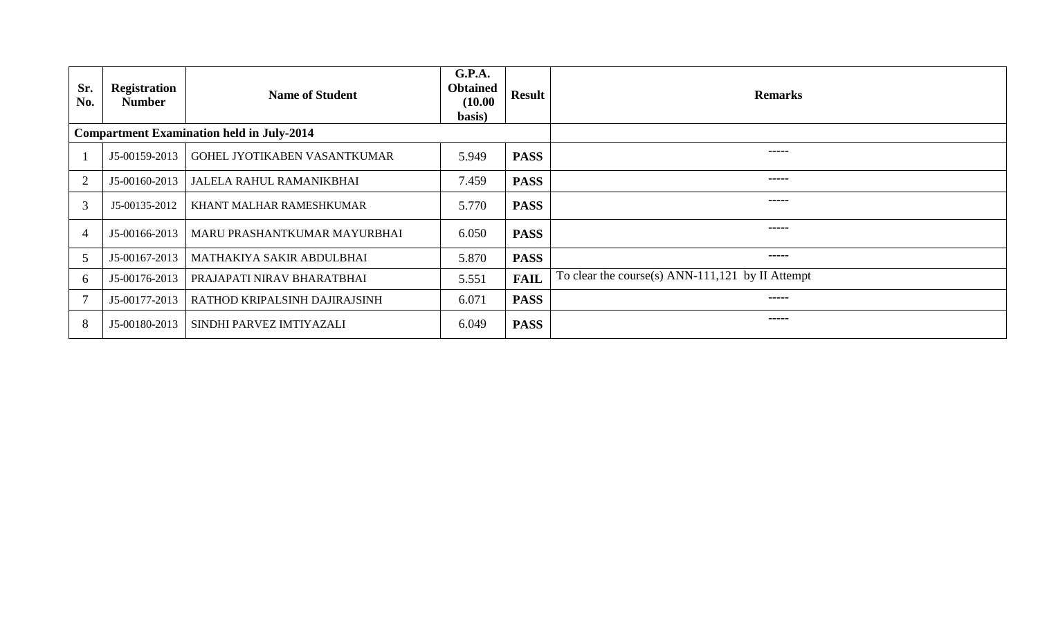| Sr. No. | Registration Number | Name of Student | G.P.A. Obtained (10.00 basis) | Result | Remarks |
|---|---|---|---|---|---|
| **Compartment Examination held in July-2014** | | | | | |
| 1 | J5-00159-2013 | GOHEL JYOTIKABEN VASANTKUMAR | 5.949 | **PASS** | ----- |
| 2 | J5-00160-2013 | JALELA RAHUL RAMANIKBHAI | 7.459 | **PASS** | ----- |
| 3 | J5-00135-2012 | KHANT MALHAR RAMESHKUMAR | 5.770 | **PASS** | ----- |
| 4 | J5-00166-2013 | MARU PRASHANTKUMAR MAYURBHAI | 6.050 | **PASS** | ----- |
| 5 | J5-00167-2013 | MATHAKIYA SAKIR ABDULBHAI | 5.870 | **PASS** | ----- |
| 6 | J5-00176-2013 | PRAJAPATI NIRAV BHARATBHAI | 5.551 | **FAIL** | To clear the course(s) ANN-111,121 by II Attempt |
| 7 | J5-00177-2013 | RATHOD KRIPALSINH DAJIRAJSINH | 6.071 | **PASS** | ----- |
| 8 | J5-00180-2013 | SINDHI PARVEZ IMTIYAZALI | 6.049 | **PASS** | ----- |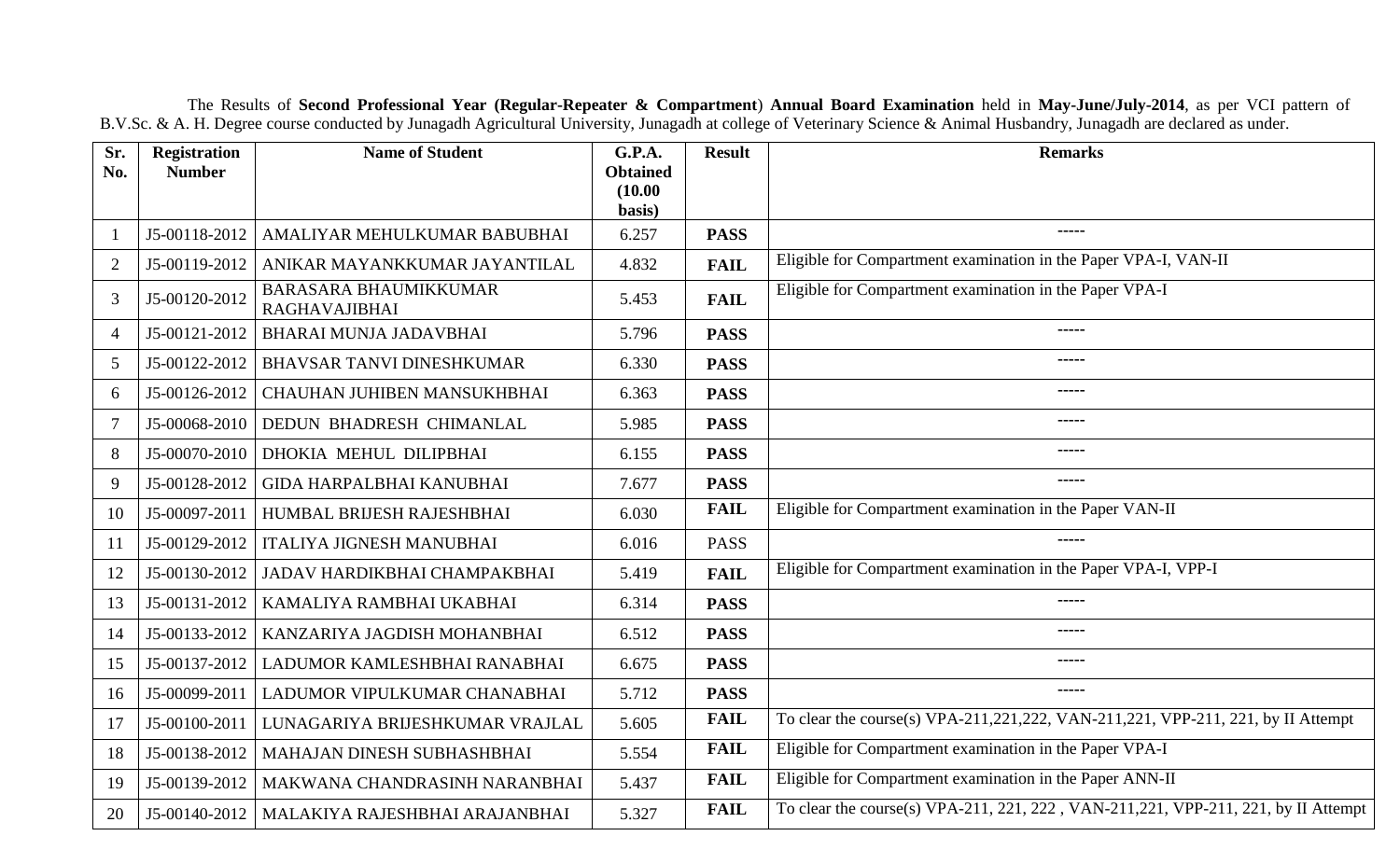The Results of **Second Professional Year (Regular-Repeater & Compartment**) **Annual Board Examination** held in **May-June/July-2014**, as per VCI pattern of B.V.Sc. & A. H. Degree course conducted by Junagadh Agricultural University, Junagadh at college of Veterinary Science & Animal Husbandry, Junagadh are declared as under.

| Sr. No. | Registration Number | Name of Student | G.P.A. Obtained (10.00 basis) | Result | Remarks |
|---|---|---|---|---|---|
| 1 | J5-00118-2012 | AMALIYAR MEHULKUMAR BABUBHAI | 6.257 | **PASS** | ----- |
| 2 | J5-00119-2012 | ANIKAR MAYANKKUMAR JAYANTILAL | 4.832 | **FAIL** | Eligible for Compartment examination in the Paper VPA-I, VAN-II |
| 3 | J5-00120-2012 | BARASARA BHAUMIKKUMAR RAGHAVAJIBHAI | 5.453 | **FAIL** | Eligible for Compartment examination in the Paper VPA-I |
| 4 | J5-00121-2012 | BHARAI MUNJA JADAVBHAI | 5.796 | **PASS** | ----- |
| 5 | J5-00122-2012 | BHAVSAR TANVI DINESHKUMAR | 6.330 | **PASS** | ----- |
| 6 | J5-00126-2012 | CHAUHAN JUHIBEN MANSUKHBHAI | 6.363 | **PASS** | ----- |
| 7 | J5-00068-2010 | DEDUN BHADRESH CHIMANLAL | 5.985 | **PASS** | ----- |
| 8 | J5-00070-2010 | DHOKIA MEHUL DILIPBHAI | 6.155 | **PASS** | ----- |
| 9 | J5-00128-2012 | GIDA HARPALBHAI KANUBHAI | 7.677 | **PASS** | ----- |
| 10 | J5-00097-2011 | HUMBAL BRIJESH RAJESHBHAI | 6.030 | **FAIL** | Eligible for Compartment examination in the Paper VAN-II |
| 11 | J5-00129-2012 | ITALIYA JIGNESH MANUBHAI | 6.016 | PASS | ----- |
| 12 | J5-00130-2012 | JADAV HARDIKBHAI CHAMPAKBHAI | 5.419 | **FAIL** | Eligible for Compartment examination in the Paper VPA-I, VPP-I |
| 13 | J5-00131-2012 | KAMALIYA RAMBHAI UKABHAI | 6.314 | **PASS** | ----- |
| 14 | J5-00133-2012 | KANZARIYA JAGDISH MOHANBHAI | 6.512 | **PASS** | ----- |
| 15 | J5-00137-2012 | LADUMOR KAMLESHBHAI RANABHAI | 6.675 | **PASS** | ----- |
| 16 | J5-00099-2011 | LADUMOR VIPULKUMAR CHANABHAI | 5.712 | **PASS** | ----- |
| 17 | J5-00100-2011 | LUNAGARIYA BRIJESHKUMAR VRAJLAL | 5.605 | **FAIL** | To clear the course(s) VPA-211,221,222, VAN-211,221, VPP-211, 221, by II Attempt |
| 18 | J5-00138-2012 | MAHAJAN DINESH SUBHASHBHAI | 5.554 | **FAIL** | Eligible for Compartment examination in the Paper VPA-I |
| 19 | J5-00139-2012 | MAKWANA CHANDRASINH NARANBHAI | 5.437 | **FAIL** | Eligible for Compartment examination in the Paper ANN-II |
| 20 | J5-00140-2012 | MALAKIYA RAJESHBHAI ARAJANBHAI | 5.327 | **FAIL** | To clear the course(s) VPA-211, 221, 222 , VAN-211,221, VPP-211, 221, by II Attempt |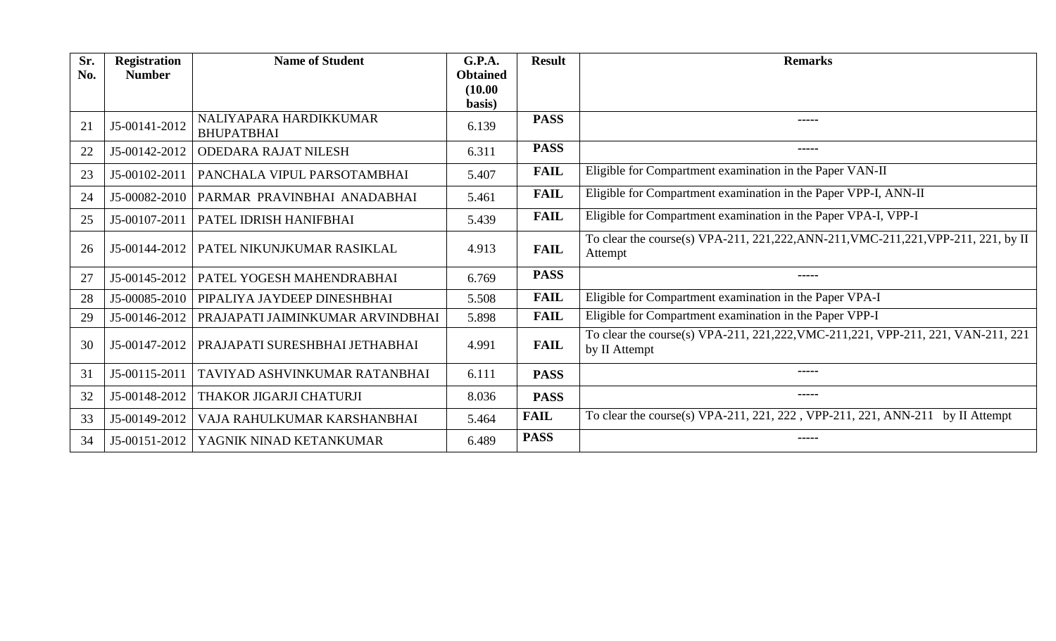| Sr. No. | Registration Number | Name of Student | G.P.A. Obtained (10.00 basis) | Result | Remarks |
|---|---|---|---|---|---|
| 21 | J5-00141-2012 | NALIYAPARA HARDIKKUMAR BHUPATBHAI | 6.139 | **PASS** | ----- |
| 22 | J5-00142-2012 | ODEDARA RAJAT NILESH | 6.311 | **PASS** | ----- |
| 23 | J5-00102-2011 | PANCHALA VIPUL PARSOTAMBHAI | 5.407 | **FAIL** | Eligible for Compartment examination in the Paper VAN-II |
| 24 | J5-00082-2010 | PARMAR PRAVINBHAI ANADABHAI | 5.461 | **FAIL** | Eligible for Compartment examination in the Paper VPP-I, ANN-II |
| 25 | J5-00107-2011 | PATEL IDRISH HANIFBHAI | 5.439 | **FAIL** | Eligible for Compartment examination in the Paper VPA-I, VPP-I |
| 26 | J5-00144-2012 | PATEL NIKUNJKUMAR RASIKLAL | 4.913 | **FAIL** | To clear the course(s) VPA-211, 221,222,ANN-211,VMC-211,221,VPP-211, 221, by II Attempt |
| 27 | J5-00145-2012 | PATEL YOGESH MAHENDRABHAI | 6.769 | **PASS** | ----- |
| 28 | J5-00085-2010 | PIPALIYA JAYDEEP DINESHBHAI | 5.508 | **FAIL** | Eligible for Compartment examination in the Paper VPA-I |
| 29 | J5-00146-2012 | PRAJAPATI JAIMINKUMAR ARVINDBHAI | 5.898 | **FAIL** | Eligible for Compartment examination in the Paper VPP-I |
| 30 | J5-00147-2012 | PRAJAPATI SURESHBHAI JETHABHAI | 4.991 | **FAIL** | To clear the course(s) VPA-211, 221,222,VMC-211,221, VPP-211, 221, VAN-211, 221 by II Attempt |
| 31 | J5-00115-2011 | TAVIYAD ASHVINKUMAR RATANBHAI | 6.111 | **PASS** | ----- |
| 32 | J5-00148-2012 | THAKOR JIGARJI CHATURJI | 8.036 | **PASS** | ----- |
| 33 | J5-00149-2012 | VAJA RAHULKUMAR KARSHANBHAI | 5.464 | **FAIL** | To clear the course(s) VPA-211, 221, 222 , VPP-211, 221, ANN-211 by II Attempt |
| 34 | J5-00151-2012 | YAGNIK NINAD KETANKUMAR | 6.489 | **PASS** | ----- |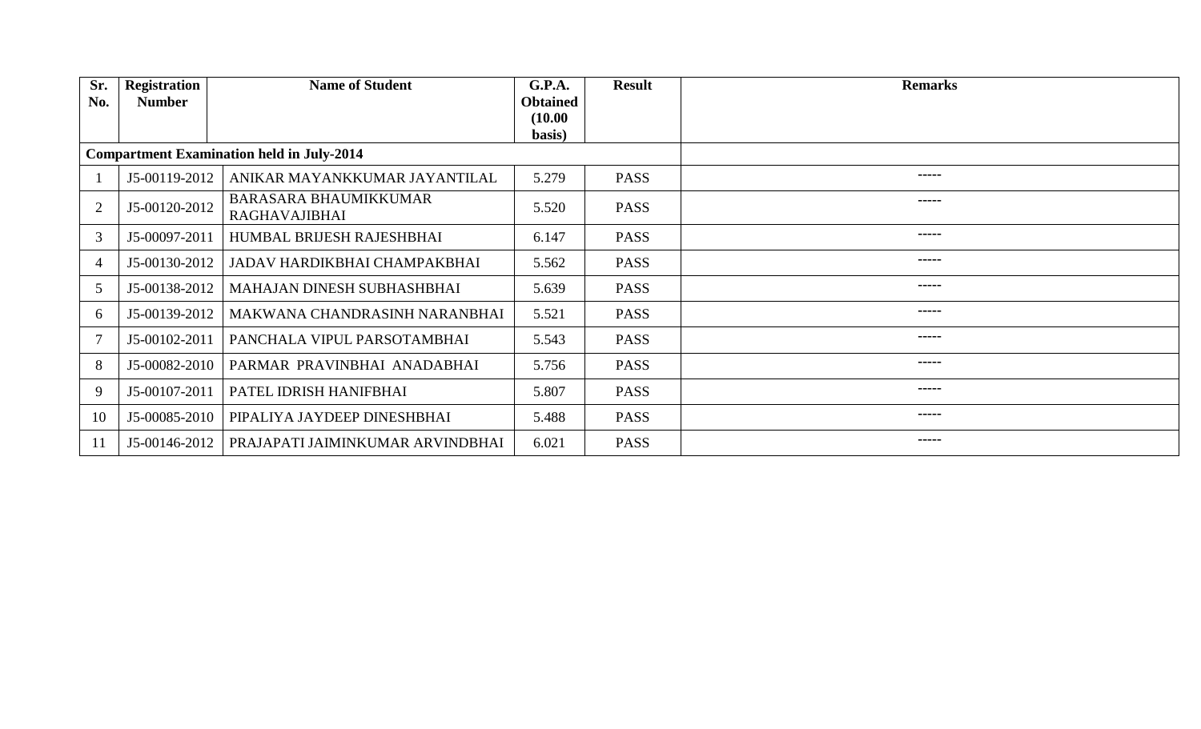| Sr. No. | Registration Number | Name of Student | G.P.A. Obtained (10.00 basis) | Result | Remarks |
|---|---|---|---|---|---|
| **Compartment Examination held in July-2014** | | | | | |
| 1 | J5-00119-2012 | ANIKAR MAYANKKUMAR JAYANTILAL | 5.279 | PASS | ----- |
| 2 | J5-00120-2012 | BARASARA BHAUMIKKUMAR RAGHAVAJIBHAI | 5.520 | PASS | ----- |
| 3 | J5-00097-2011 | HUMBAL BRIJESH RAJESHBHAI | 6.147 | PASS | ----- |
| 4 | J5-00130-2012 | JADAV HARDIKBHAI CHAMPAKBHAI | 5.562 | PASS | ----- |
| 5 | J5-00138-2012 | MAHAJAN DINESH SUBHASHBHAI | 5.639 | PASS | ----- |
| 6 | J5-00139-2012 | MAKWANA CHANDRASINH NARANBHAI | 5.521 | PASS | ----- |
| 7 | J5-00102-2011 | PANCHALA VIPUL PARSOTAMBHAI | 5.543 | PASS | ----- |
| 8 | J5-00082-2010 | PARMAR PRAVINBHAI ANADABHAI | 5.756 | PASS | ----- |
| 9 | J5-00107-2011 | PATEL IDRISH HANIFBHAI | 5.807 | PASS | ----- |
| 10 | J5-00085-2010 | PIPALIYA JAYDEEP DINESHBHAI | 5.488 | PASS | ----- |
| 11 | J5-00146-2012 | PRAJAPATI JAIMINKUMAR ARVINDBHAI | 6.021 | PASS | ----- |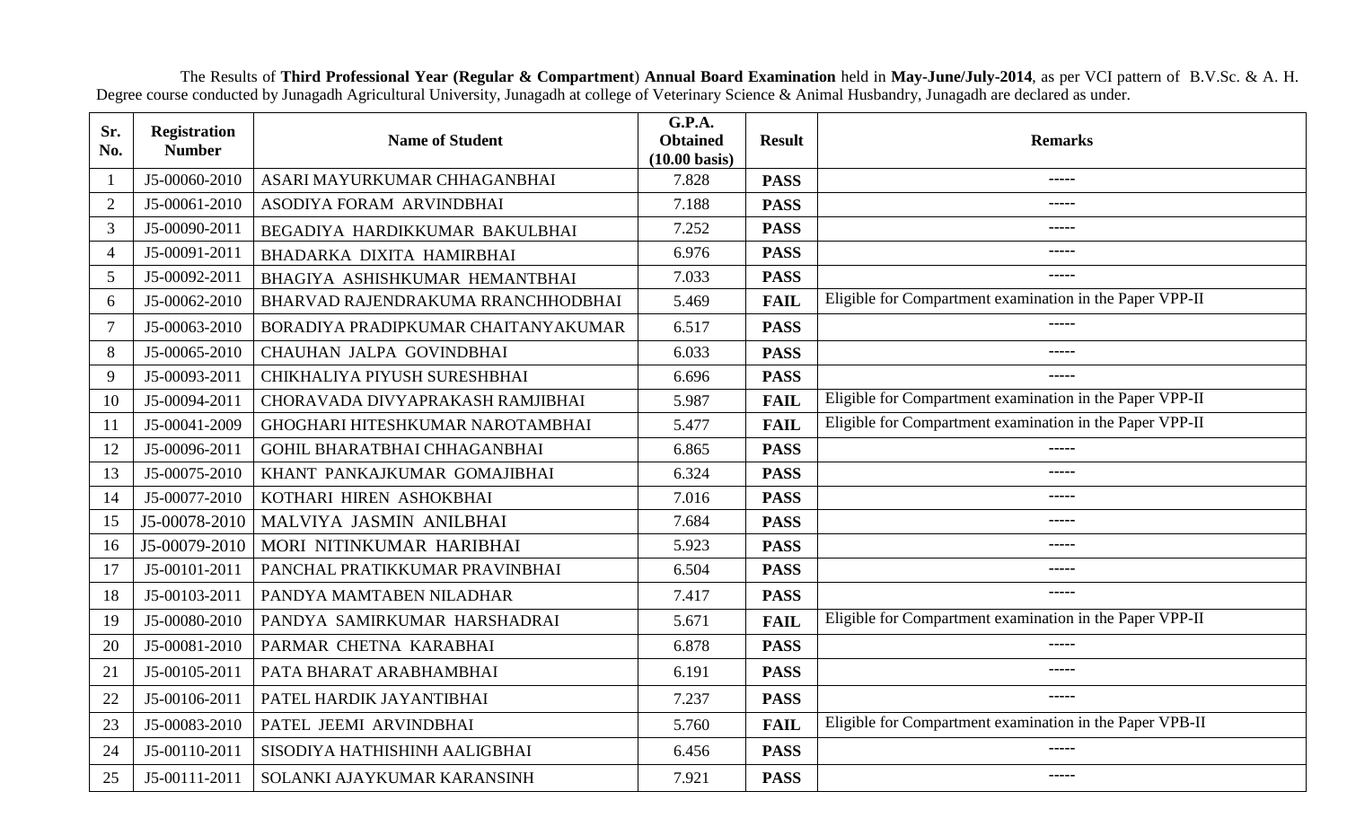The Results of **Third Professional Year (Regular & Compartment**) **Annual Board Examination** held in **May-June/July-2014**, as per VCI pattern of B.V.Sc. & A. H. Degree course conducted by Junagadh Agricultural University, Junagadh at college of Veterinary Science & Animal Husbandry, Junagadh are declared as under.

| Sr. No. | Registration Number | Name of Student | G.P.A. Obtained (10.00 basis) | Result | Remarks |
|---|---|---|---|---|---|
| 1 | J5-00060-2010 | ASARI MAYURKUMAR CHHAGANBHAI | 7.828 | **PASS** | ----- |
| 2 | J5-00061-2010 | ASODIYA FORAM ARVINDBHAI | 7.188 | **PASS** | ----- |
| 3 | J5-00090-2011 | BEGADIYA HARDIKKUMAR BAKULBHAI | 7.252 | **PASS** | ----- |
| 4 | J5-00091-2011 | BHADARKA DIXITA HAMIRBHAI | 6.976 | **PASS** | ----- |
| 5 | J5-00092-2011 | BHAGIYA ASHISHKUMAR HEMANTBHAI | 7.033 | **PASS** | ----- |
| 6 | J5-00062-2010 | BHARVAD RAJENDRAKUMA RRANCHHODBHAI | 5.469 | **FAIL** | Eligible for Compartment examination in the Paper VPP-II |
| 7 | J5-00063-2010 | BORADIYA PRADIPKUMAR CHAITANYAKUMAR | 6.517 | **PASS** | ----- |
| 8 | J5-00065-2010 | CHAUHAN JALPA GOVINDBHAI | 6.033 | **PASS** | ----- |
| 9 | J5-00093-2011 | CHIKHALIYA PIYUSH SURESHBHAI | 6.696 | **PASS** | ----- |
| 10 | J5-00094-2011 | CHORAVADA DIVYAPRAKASH RAMJIBHAI | 5.987 | **FAIL** | Eligible for Compartment examination in the Paper VPP-II |
| 11 | J5-00041-2009 | GHOGHARI HITESHKUMAR NAROTAMBHAI | 5.477 | **FAIL** | Eligible for Compartment examination in the Paper VPP-II |
| 12 | J5-00096-2011 | GOHIL BHARATBHAI CHHAGANBHAI | 6.865 | **PASS** | ----- |
| 13 | J5-00075-2010 | KHANT PANKAJKUMAR GOMAJIBHAI | 6.324 | **PASS** | ----- |
| 14 | J5-00077-2010 | KOTHARI HIREN ASHOKBHAI | 7.016 | **PASS** | ----- |
| 15 | J5-00078-2010 | MALVIYA JASMIN ANILBHAI | 7.684 | **PASS** | ----- |
| 16 | J5-00079-2010 | MORI NITINKUMAR HARIBHAI | 5.923 | **PASS** | ----- |
| 17 | J5-00101-2011 | PANCHAL PRATIKKUMAR PRAVINBHAI | 6.504 | **PASS** | ----- |
| 18 | J5-00103-2011 | PANDYA MAMTABEN NILADHAR | 7.417 | **PASS** | ----- |
| 19 | J5-00080-2010 | PANDYA SAMIRKUMAR HARSHADRAI | 5.671 | **FAIL** | Eligible for Compartment examination in the Paper VPP-II |
| 20 | J5-00081-2010 | PARMAR CHETNA KARABHAI | 6.878 | **PASS** | ----- |
| 21 | J5-00105-2011 | PATA BHARAT ARABHAMBHAI | 6.191 | **PASS** | ----- |
| 22 | J5-00106-2011 | PATEL HARDIK JAYANTIBHAI | 7.237 | **PASS** | ----- |
| 23 | J5-00083-2010 | PATEL JEEMI ARVINDBHAI | 5.760 | **FAIL** | Eligible for Compartment examination in the Paper VPB-II |
| 24 | J5-00110-2011 | SISODIYA HATHISHINH AALIGBHAI | 6.456 | **PASS** | ----- |
| 25 | J5-00111-2011 | SOLANKI AJAYKUMAR KARANSINH | 7.921 | **PASS** | ----- |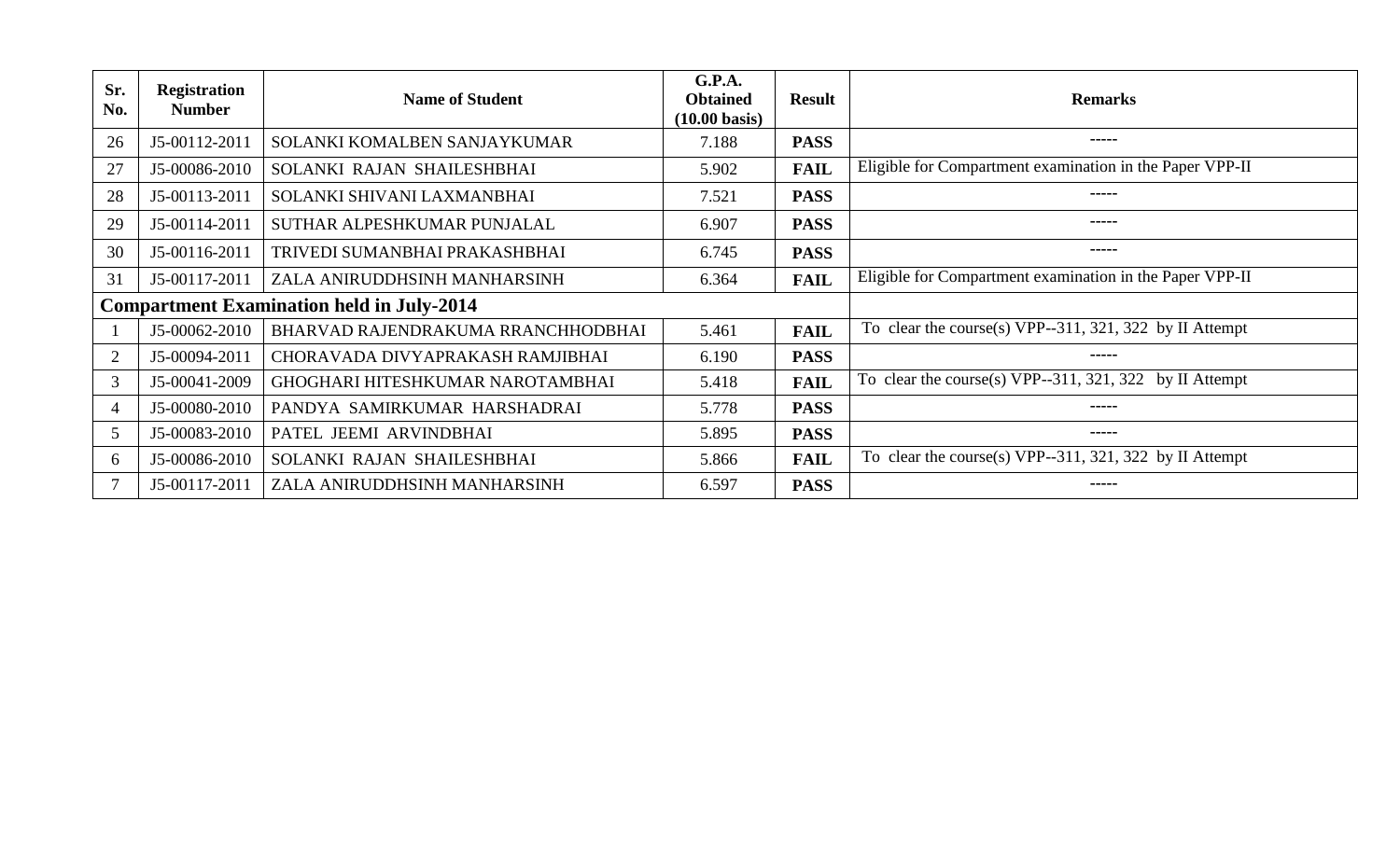| Sr. No. | Registration Number | Name of Student | G.P.A. Obtained (10.00 basis) | Result | Remarks |
|---|---|---|---|---|---|
| 26 | J5-00112-2011 | SOLANKI KOMALBEN SANJAYKUMAR | 7.188 | **PASS** | ----- |
| 27 | J5-00086-2010 | SOLANKI RAJAN SHAILESHBHAI | 5.902 | **FAIL** | Eligible for Compartment examination in the Paper VPP-II |
| 28 | J5-00113-2011 | SOLANKI SHIVANI LAXMANBHAI | 7.521 | **PASS** | ----- |
| 29 | J5-00114-2011 | SUTHAR ALPESHKUMAR PUNJALAL | 6.907 | **PASS** | ----- |
| 30 | J5-00116-2011 | TRIVEDI SUMANBHAI PRAKASHBHAI | 6.745 | **PASS** | ----- |
| 31 | J5-00117-2011 | ZALA ANIRUDDHSINH MANHARSINH | 6.364 | **FAIL** | Eligible for Compartment examination in the Paper VPP-II |
| **Compartment Examination held in July-2014** | | | | | |
| 1 | J5-00062-2010 | BHARVAD RAJENDRAKUMA RRANCHHODBHAI | 5.461 | **FAIL** | To clear the course(s) VPP--311, 321, 322 by II Attempt |
| 2 | J5-00094-2011 | CHORAVADA DIVYAPRAKASH RAMJIBHAI | 6.190 | **PASS** | ----- |
| 3 | J5-00041-2009 | GHOGHARI HITESHKUMAR NAROTAMBHAI | 5.418 | **FAIL** | To clear the course(s) VPP--311, 321, 322 by II Attempt |
| 4 | J5-00080-2010 | PANDYA SAMIRKUMAR HARSHADRAI | 5.778 | **PASS** | ----- |
| 5 | J5-00083-2010 | PATEL JEEMI ARVINDBHAI | 5.895 | **PASS** | ----- |
| 6 | J5-00086-2010 | SOLANKI RAJAN SHAILESHBHAI | 5.866 | **FAIL** | To clear the course(s) VPP--311, 321, 322 by II Attempt |
| 7 | J5-00117-2011 | ZALA ANIRUDDHSINH MANHARSINH | 6.597 | **PASS** | ----- |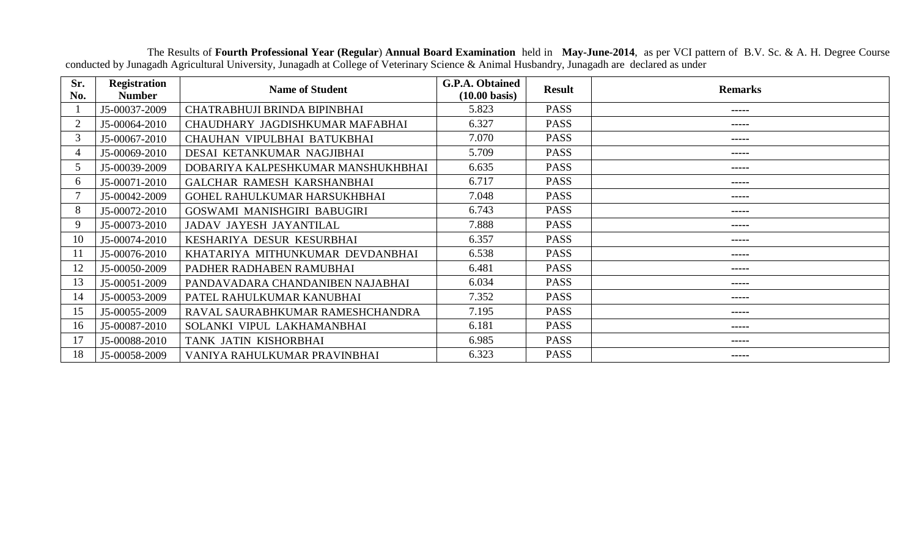The Results of **Fourth Professional Year (Regular**) **Annual Board Examination** held in **May-June-2014**, as per VCI pattern of B.V. Sc. & A. H. Degree Course conducted by Junagadh Agricultural University, Junagadh at College of Veterinary Science & Animal Husbandry, Junagadh are declared as under

| Sr. No. | Registration Number | Name of Student | G.P.A. Obtained (10.00 basis) | Result | Remarks |
|---|---|---|---|---|---|
| 1 | J5-00037-2009 | CHATRABHUJI BRINDA BIPINBHAI | 5.823 | PASS | ----- |
| 2 | J5-00064-2010 | CHAUDHARY JAGDISHKUMAR MAFABHAI | 6.327 | PASS | ----- |
| 3 | J5-00067-2010 | CHAUHAN VIPULBHAI BATUKBHAI | 7.070 | PASS | ----- |
| 4 | J5-00069-2010 | DESAI KETANKUMAR NAGJIBHAI | 5.709 | PASS | ----- |
| 5 | J5-00039-2009 | DOBARIYA KALPESHKUMAR MANSHUKHBHAI | 6.635 | PASS | ----- |
| 6 | J5-00071-2010 | GALCHAR RAMESH KARSHANBHAI | 6.717 | PASS | ----- |
| 7 | J5-00042-2009 | GOHEL RAHULKUMAR HARSUKHBHAI | 7.048 | PASS | ----- |
| 8 | J5-00072-2010 | GOSWAMI MANISHGIRI BABUGIRI | 6.743 | PASS | ----- |
| 9 | J5-00073-2010 | JADAV JAYESH JAYANTILAL | 7.888 | PASS | ----- |
| 10 | J5-00074-2010 | KESHARIYA DESUR KESURBHAI | 6.357 | PASS | ----- |
| 11 | J5-00076-2010 | KHATARIYA MITHUNKUMAR DEVDANBHAI | 6.538 | PASS | ----- |
| 12 | J5-00050-2009 | PADHER RADHABEN RAMUBHAI | 6.481 | PASS | ----- |
| 13 | J5-00051-2009 | PANDAVADARA CHANDANIBEN NAJABHAI | 6.034 | PASS | ----- |
| 14 | J5-00053-2009 | PATEL RAHULKUMAR KANUBHAI | 7.352 | PASS | ----- |
| 15 | J5-00055-2009 | RAVAL SAURABHKUMAR RAMESHCHANDRA | 7.195 | PASS | ----- |
| 16 | J5-00087-2010 | SOLANKI VIPUL LAKHAMANBHAI | 6.181 | PASS | ----- |
| 17 | J5-00088-2010 | TANK JATIN KISHORBHAI | 6.985 | PASS | ----- |
| 18 | J5-00058-2009 | VANIYA RAHULKUMAR PRAVINBHAI | 6.323 | PASS | ----- |